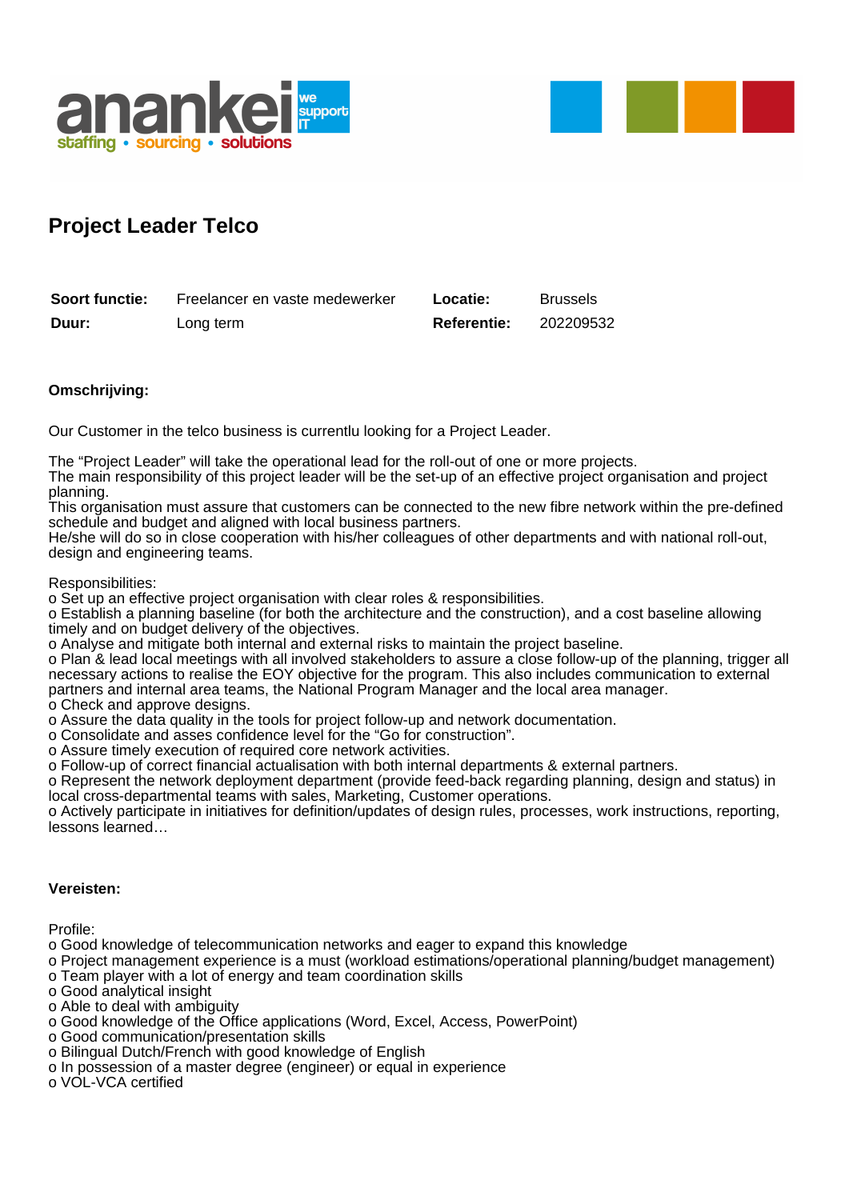# Project Leader Telco

| **Soort functie:** | Freelancer en vaste medewerker | **Locatie:** | Brussels |
|---|---|---|---|
| **Duur:** | Long term | **Referentie:** | 202209532 |

**Omschrijving:**

Our Customer in the telco business is currentlu looking for a Project Leader.

The “Project Leader” will take the operational lead for the roll-out of one or more projects.
The main responsibility of this project leader will be the set-up of an effective project organisation and project planning.
This organisation must assure that customers can be connected to the new fibre network within the pre-defined schedule and budget and aligned with local business partners.
He/she will do so in close cooperation with his/her colleagues of other departments and with national roll-out, design and engineering teams.

Responsibilities:
o Set up an effective project organisation with clear roles & responsibilities.
o Establish a planning baseline (for both the architecture and the construction), and a cost baseline allowing timely and on budget delivery of the objectives.
o Analyse and mitigate both internal and external risks to maintain the project baseline.
o Plan & lead local meetings with all involved stakeholders to assure a close follow-up of the planning, trigger all necessary actions to realise the EOY objective for the program. This also includes communication to external partners and internal area teams, the National Program Manager and the local area manager.
o Check and approve designs.
o Assure the data quality in the tools for project follow-up and network documentation.
o Consolidate and asses confidence level for the “Go for construction”.
o Assure timely execution of required core network activities.
o Follow-up of correct financial actualisation with both internal departments & external partners.
o Represent the network deployment department (provide feed-back regarding planning, design and status) in local cross-departmental teams with sales, Marketing, Customer operations.
o Actively participate in initiatives for definition/updates of design rules, processes, work instructions, reporting, lessons learned…

**Vereisten:**

Profile:
o Good knowledge of telecommunication networks and eager to expand this knowledge
o Project management experience is a must (workload estimations/operational planning/budget management)
o Team player with a lot of energy and team coordination skills
o Good analytical insight
o Able to deal with ambiguity
o Good knowledge of the Office applications (Word, Excel, Access, PowerPoint)
o Good communication/presentation skills
o Bilingual Dutch/French with good knowledge of English
o In possession of a master degree (engineer) or equal in experience
o VOL-VCA certified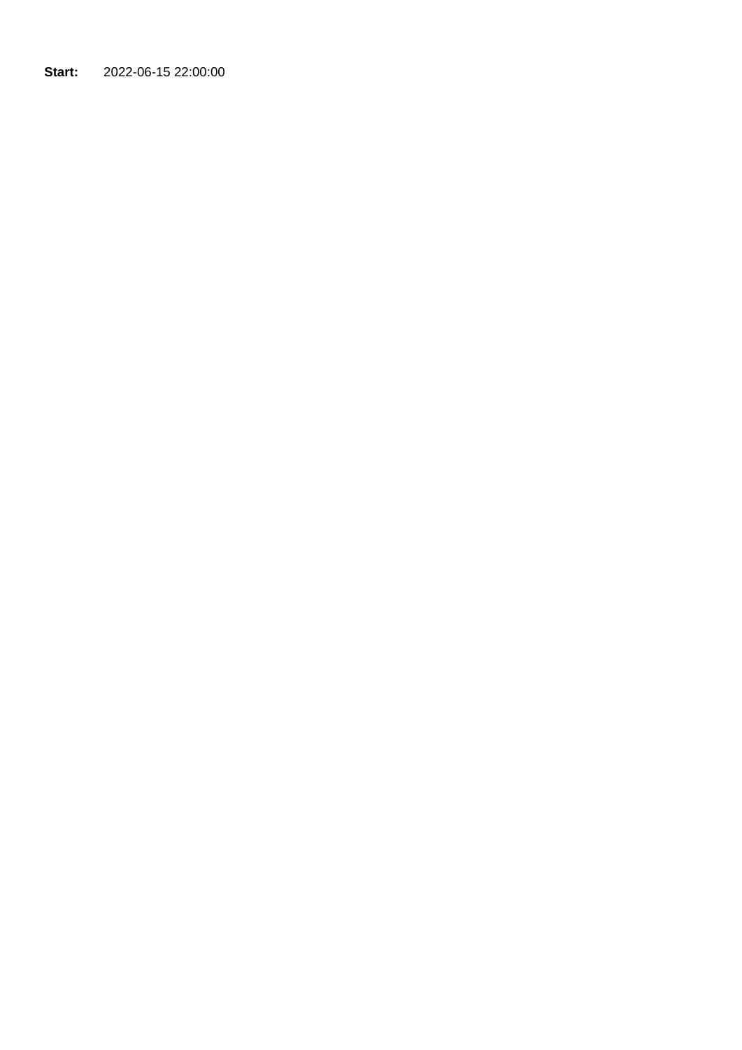**Start:** 2022-06-15 22:00:00